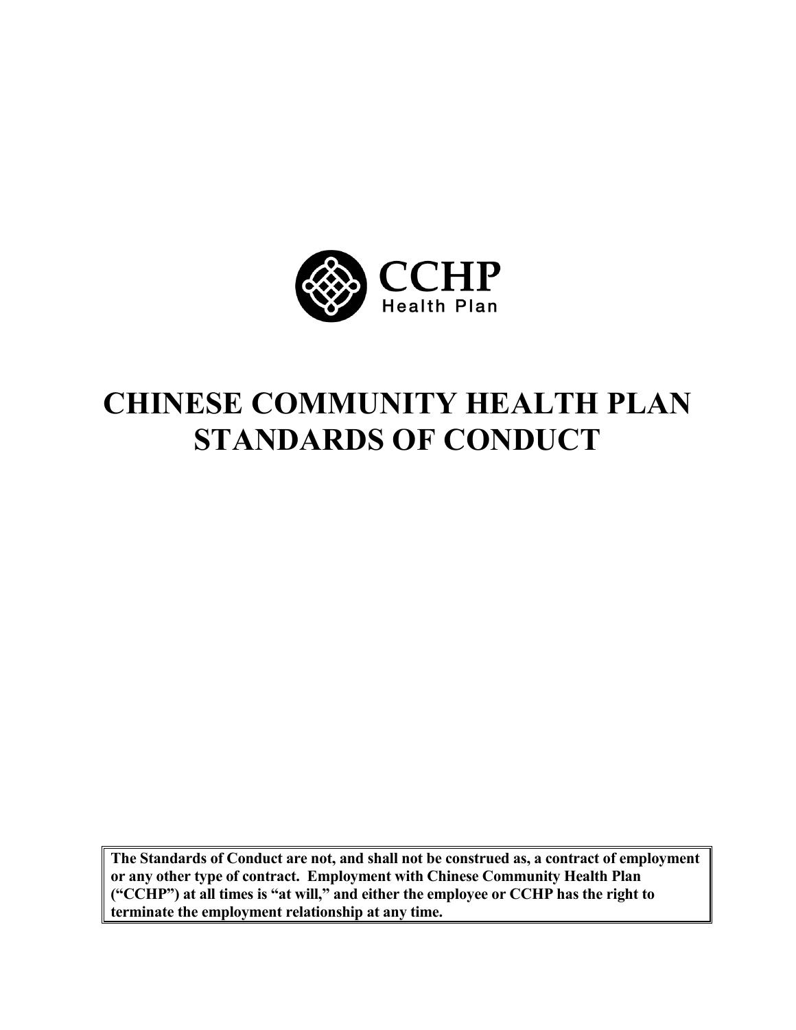CCHP
Health Plan

# CHINESE COMMUNITY HEALTH PLAN STANDARDS OF CONDUCT

**The Standards of Conduct are not, and shall not be construed as, a contract of employment or any other type of contract. Employment with Chinese Community Health Plan ("CCHP") at all times is "at will," and either the employee or CCHP has the right to terminate the employment relationship at any time.**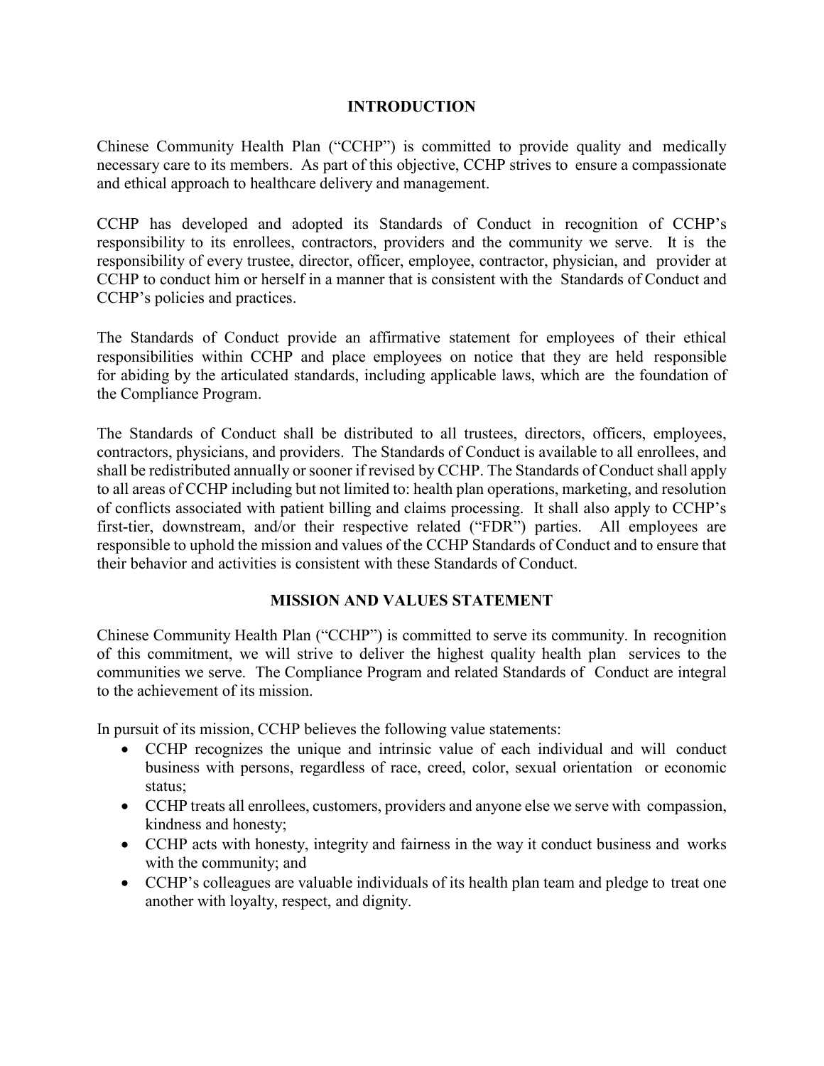## INTRODUCTION

Chinese Community Health Plan ("CCHP") is committed to provide quality and medically necessary care to its members. As part of this objective, CCHP strives to ensure a compassionate and ethical approach to healthcare delivery and management.

CCHP has developed and adopted its Standards of Conduct in recognition of CCHP's responsibility to its enrollees, contractors, providers and the community we serve. It is the responsibility of every trustee, director, officer, employee, contractor, physician, and provider at CCHP to conduct him or herself in a manner that is consistent with the Standards of Conduct and CCHP's policies and practices.

The Standards of Conduct provide an affirmative statement for employees of their ethical responsibilities within CCHP and place employees on notice that they are held responsible for abiding by the articulated standards, including applicable laws, which are the foundation of the Compliance Program.

The Standards of Conduct shall be distributed to all trustees, directors, officers, employees, contractors, physicians, and providers. The Standards of Conduct is available to all enrollees, and shall be redistributed annually or sooner if revised by CCHP. The Standards of Conduct shall apply to all areas of CCHP including but not limited to: health plan operations, marketing, and resolution of conflicts associated with patient billing and claims processing. It shall also apply to CCHP's first-tier, downstream, and/or their respective related ("FDR") parties. All employees are responsible to uphold the mission and values of the CCHP Standards of Conduct and to ensure that their behavior and activities is consistent with these Standards of Conduct.

## MISSION AND VALUES STATEMENT

Chinese Community Health Plan ("CCHP") is committed to serve its community. In recognition of this commitment, we will strive to deliver the highest quality health plan services to the communities we serve. The Compliance Program and related Standards of Conduct are integral to the achievement of its mission.

In pursuit of its mission, CCHP believes the following value statements:

- CCHP recognizes the unique and intrinsic value of each individual and will conduct business with persons, regardless of race, creed, color, sexual orientation or economic status;
- CCHP treats all enrollees, customers, providers and anyone else we serve with compassion, kindness and honesty;
- CCHP acts with honesty, integrity and fairness in the way it conduct business and works with the community; and
- CCHP's colleagues are valuable individuals of its health plan team and pledge to treat one another with loyalty, respect, and dignity.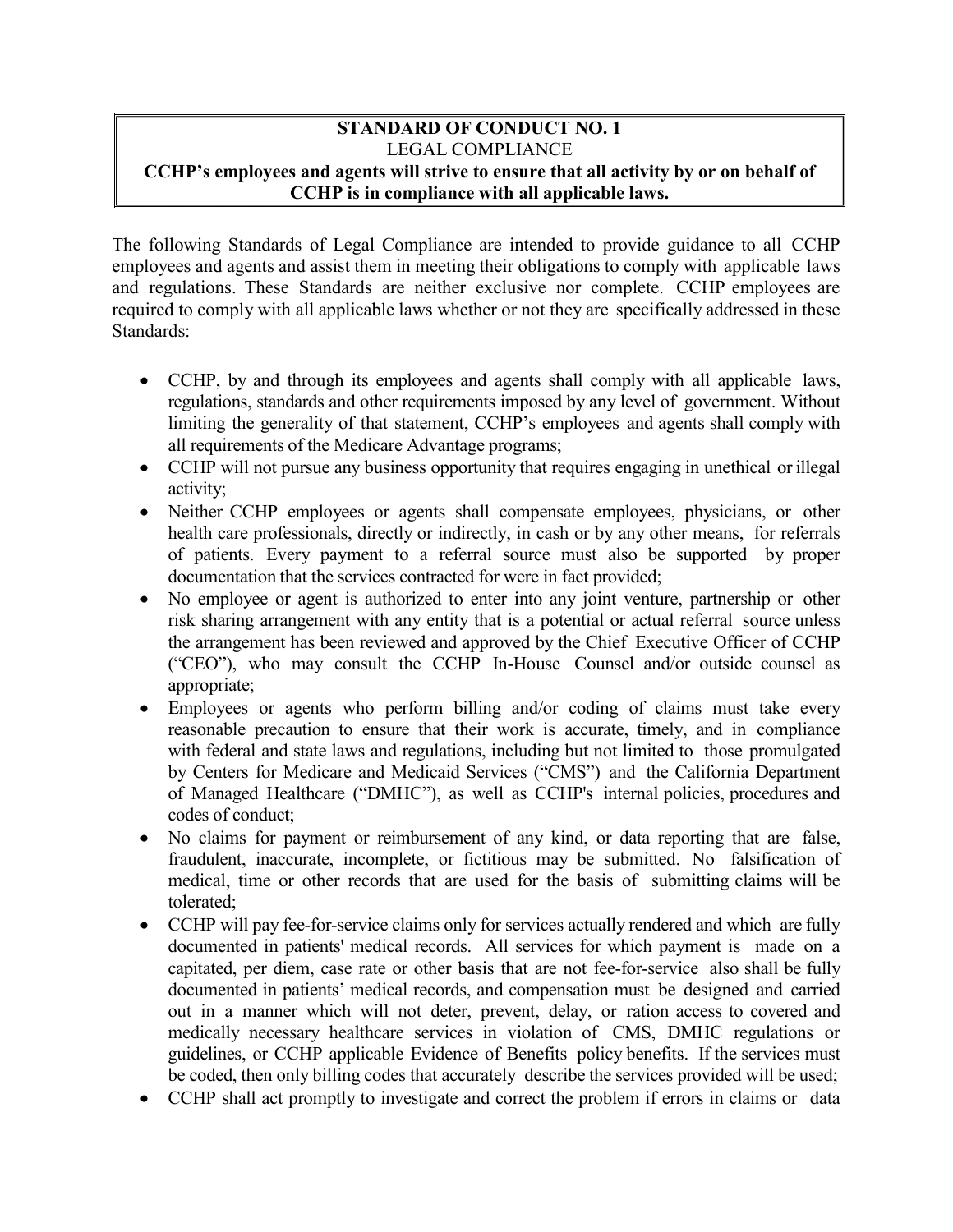**STANDARD OF CONDUCT NO. 1**
LEGAL COMPLIANCE
**CCHP's employees and agents will strive to ensure that all activity by or on behalf of CCHP is in compliance with all applicable laws.**

The following Standards of Legal Compliance are intended to provide guidance to all CCHP employees and agents and assist them in meeting their obligations to comply with applicable laws and regulations. These Standards are neither exclusive nor complete. CCHP employees are required to comply with all applicable laws whether or not they are specifically addressed in these Standards:

- CCHP, by and through its employees and agents shall comply with all applicable laws, regulations, standards and other requirements imposed by any level of government. Without limiting the generality of that statement, CCHP's employees and agents shall comply with all requirements of the Medicare Advantage programs;
- CCHP will not pursue any business opportunity that requires engaging in unethical or illegal activity;
- Neither CCHP employees or agents shall compensate employees, physicians, or other health care professionals, directly or indirectly, in cash or by any other means, for referrals of patients. Every payment to a referral source must also be supported by proper documentation that the services contracted for were in fact provided;
- No employee or agent is authorized to enter into any joint venture, partnership or other risk sharing arrangement with any entity that is a potential or actual referral source unless the arrangement has been reviewed and approved by the Chief Executive Officer of CCHP ("CEO"), who may consult the CCHP In-House Counsel and/or outside counsel as appropriate;
- Employees or agents who perform billing and/or coding of claims must take every reasonable precaution to ensure that their work is accurate, timely, and in compliance with federal and state laws and regulations, including but not limited to those promulgated by Centers for Medicare and Medicaid Services ("CMS") and the California Department of Managed Healthcare ("DMHC"), as well as CCHP's internal policies, procedures and codes of conduct;
- No claims for payment or reimbursement of any kind, or data reporting that are false, fraudulent, inaccurate, incomplete, or fictitious may be submitted. No falsification of medical, time or other records that are used for the basis of submitting claims will be tolerated;
- CCHP will pay fee-for-service claims only for services actually rendered and which are fully documented in patients' medical records. All services for which payment is made on a capitated, per diem, case rate or other basis that are not fee-for-service also shall be fully documented in patients' medical records, and compensation must be designed and carried out in a manner which will not deter, prevent, delay, or ration access to covered and medically necessary healthcare services in violation of CMS, DMHC regulations or guidelines, or CCHP applicable Evidence of Benefits policy benefits. If the services must be coded, then only billing codes that accurately describe the services provided will be used;
- CCHP shall act promptly to investigate and correct the problem if errors in claims or data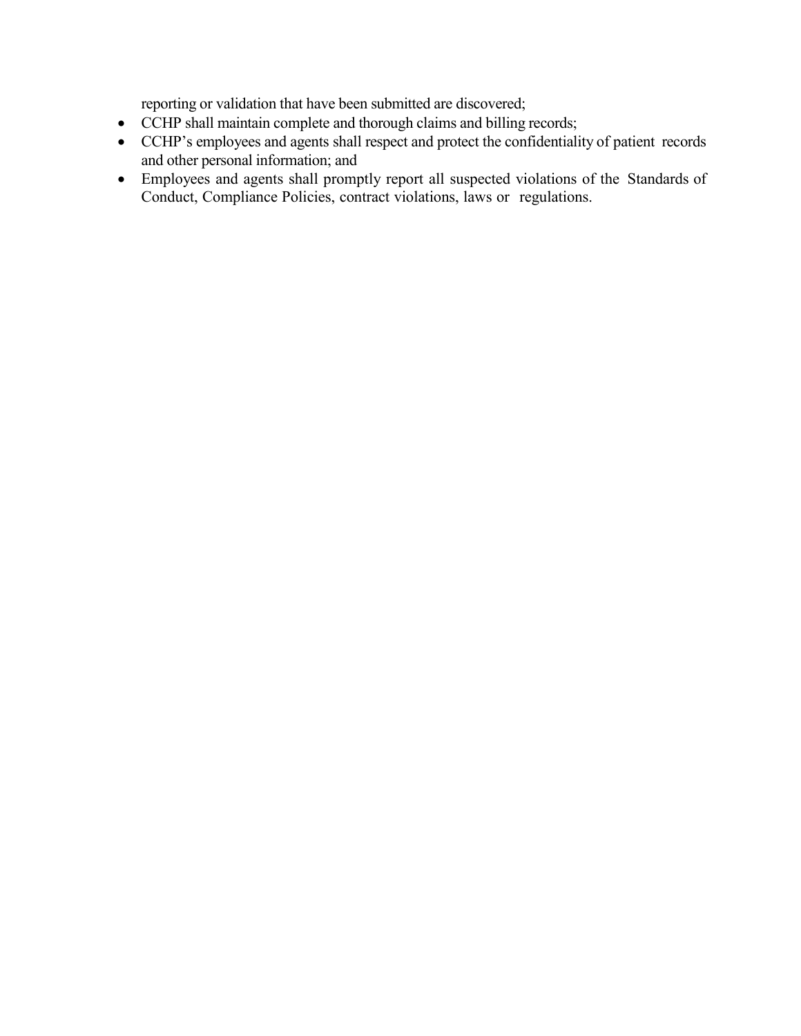reporting or validation that have been submitted are discovered;

- CCHP shall maintain complete and thorough claims and billing records;
- CCHP's employees and agents shall respect and protect the confidentiality of patient records and other personal information; and
- Employees and agents shall promptly report all suspected violations of the Standards of Conduct, Compliance Policies, contract violations, laws or regulations.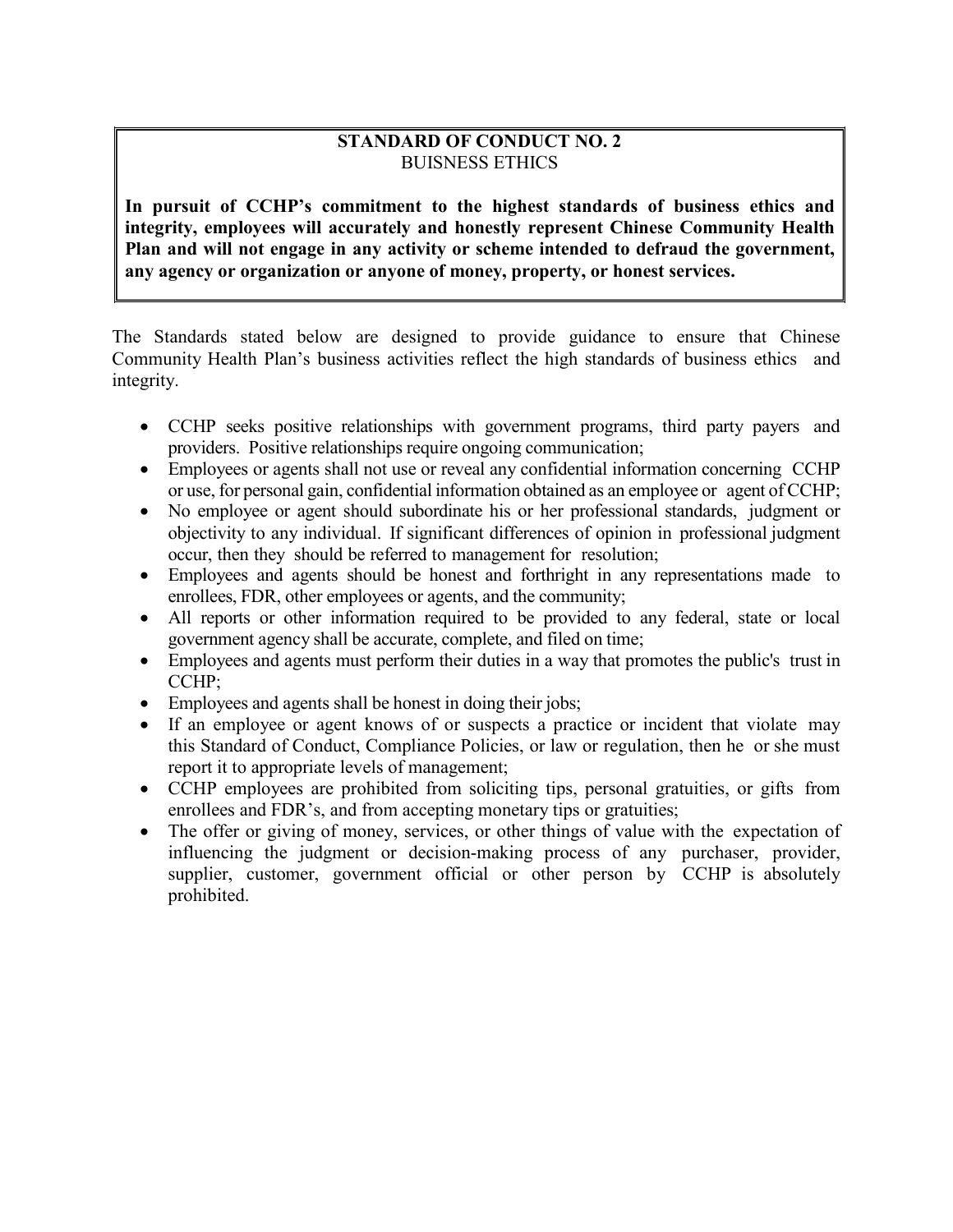**STANDARD OF CONDUCT NO. 2**
BUISNESS ETHICS

**In pursuit of CCHP's commitment to the highest standards of business ethics and integrity, employees will accurately and honestly represent Chinese Community Health Plan and will not engage in any activity or scheme intended to defraud the government, any agency or organization or anyone of money, property, or honest services.**

The Standards stated below are designed to provide guidance to ensure that Chinese Community Health Plan's business activities reflect the high standards of business ethics and integrity.

- CCHP seeks positive relationships with government programs, third party payers and providers. Positive relationships require ongoing communication;
- Employees or agents shall not use or reveal any confidential information concerning CCHP or use, for personal gain, confidential information obtained as an employee or agent of CCHP;
- No employee or agent should subordinate his or her professional standards, judgment or objectivity to any individual. If significant differences of opinion in professional judgment occur, then they should be referred to management for resolution;
- Employees and agents should be honest and forthright in any representations made to enrollees, FDR, other employees or agents, and the community;
- All reports or other information required to be provided to any federal, state or local government agency shall be accurate, complete, and filed on time;
- Employees and agents must perform their duties in a way that promotes the public's trust in CCHP;
- Employees and agents shall be honest in doing their jobs;
- If an employee or agent knows of or suspects a practice or incident that violate may this Standard of Conduct, Compliance Policies, or law or regulation, then he or she must report it to appropriate levels of management;
- CCHP employees are prohibited from soliciting tips, personal gratuities, or gifts from enrollees and FDR's, and from accepting monetary tips or gratuities;
- The offer or giving of money, services, or other things of value with the expectation of influencing the judgment or decision-making process of any purchaser, provider, supplier, customer, government official or other person by CCHP is absolutely prohibited.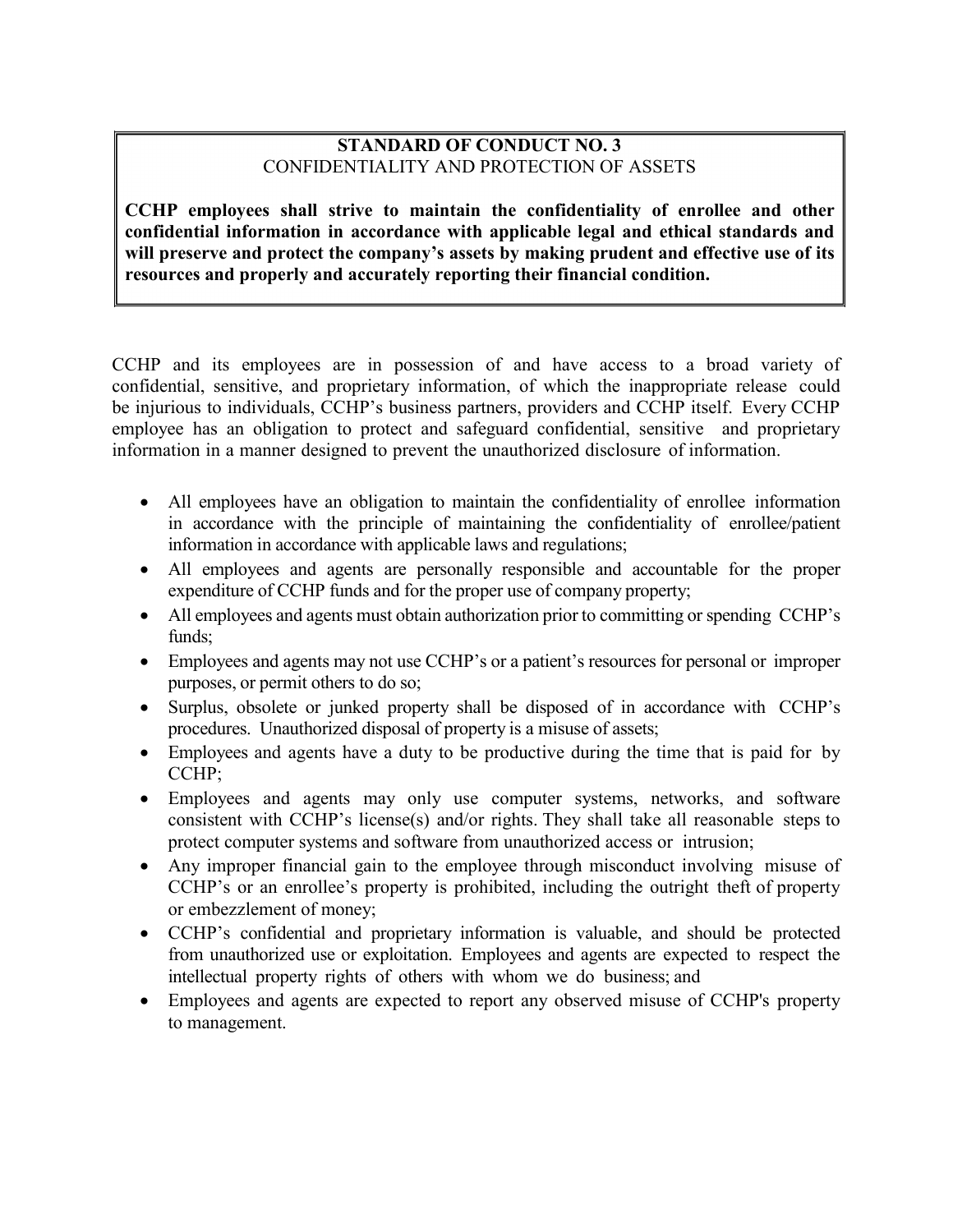**STANDARD OF CONDUCT NO. 3**
CONFIDENTIALITY AND PROTECTION OF ASSETS

**CCHP employees shall strive to maintain the confidentiality of enrollee and other confidential information in accordance with applicable legal and ethical standards and will preserve and protect the company's assets by making prudent and effective use of its resources and properly and accurately reporting their financial condition.**

CCHP and its employees are in possession of and have access to a broad variety of confidential, sensitive, and proprietary information, of which the inappropriate release could be injurious to individuals, CCHP's business partners, providers and CCHP itself. Every CCHP employee has an obligation to protect and safeguard confidential, sensitive and proprietary information in a manner designed to prevent the unauthorized disclosure of information.

- All employees have an obligation to maintain the confidentiality of enrollee information in accordance with the principle of maintaining the confidentiality of enrollee/patient information in accordance with applicable laws and regulations;
- All employees and agents are personally responsible and accountable for the proper expenditure of CCHP funds and for the proper use of company property;
- All employees and agents must obtain authorization prior to committing or spending CCHP's funds;
- Employees and agents may not use CCHP's or a patient's resources for personal or improper purposes, or permit others to do so;
- Surplus, obsolete or junked property shall be disposed of in accordance with CCHP's procedures. Unauthorized disposal of property is a misuse of assets;
- Employees and agents have a duty to be productive during the time that is paid for by CCHP;
- Employees and agents may only use computer systems, networks, and software consistent with CCHP's license(s) and/or rights. They shall take all reasonable steps to protect computer systems and software from unauthorized access or intrusion;
- Any improper financial gain to the employee through misconduct involving misuse of CCHP's or an enrollee's property is prohibited, including the outright theft of property or embezzlement of money;
- CCHP's confidential and proprietary information is valuable, and should be protected from unauthorized use or exploitation. Employees and agents are expected to respect the intellectual property rights of others with whom we do business; and
- Employees and agents are expected to report any observed misuse of CCHP's property to management.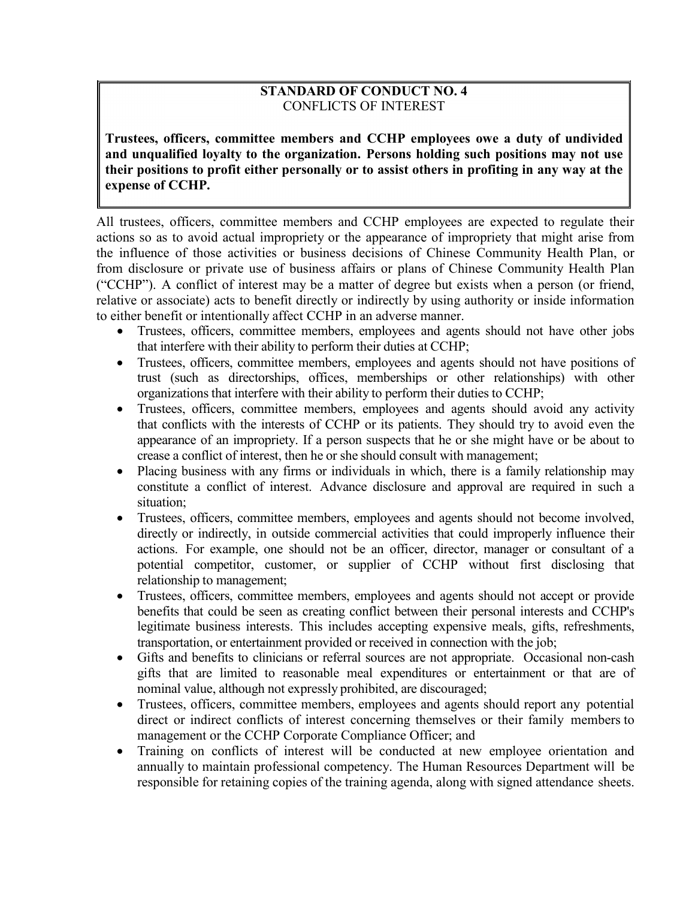**STANDARD OF CONDUCT NO. 4**
CONFLICTS OF INTEREST

**Trustees, officers, committee members and CCHP employees owe a duty of undivided and unqualified loyalty to the organization. Persons holding such positions may not use their positions to profit either personally or to assist others in profiting in any way at the expense of CCHP.**

All trustees, officers, committee members and CCHP employees are expected to regulate their actions so as to avoid actual impropriety or the appearance of impropriety that might arise from the influence of those activities or business decisions of Chinese Community Health Plan, or from disclosure or private use of business affairs or plans of Chinese Community Health Plan ("CCHP"). A conflict of interest may be a matter of degree but exists when a person (or friend, relative or associate) acts to benefit directly or indirectly by using authority or inside information to either benefit or intentionally affect CCHP in an adverse manner.

- Trustees, officers, committee members, employees and agents should not have other jobs that interfere with their ability to perform their duties at CCHP;
- Trustees, officers, committee members, employees and agents should not have positions of trust (such as directorships, offices, memberships or other relationships) with other organizations that interfere with their ability to perform their duties to CCHP;
- Trustees, officers, committee members, employees and agents should avoid any activity that conflicts with the interests of CCHP or its patients. They should try to avoid even the appearance of an impropriety. If a person suspects that he or she might have or be about to crease a conflict of interest, then he or she should consult with management;
- Placing business with any firms or individuals in which, there is a family relationship may constitute a conflict of interest. Advance disclosure and approval are required in such a situation;
- Trustees, officers, committee members, employees and agents should not become involved, directly or indirectly, in outside commercial activities that could improperly influence their actions. For example, one should not be an officer, director, manager or consultant of a potential competitor, customer, or supplier of CCHP without first disclosing that relationship to management;
- Trustees, officers, committee members, employees and agents should not accept or provide benefits that could be seen as creating conflict between their personal interests and CCHP's legitimate business interests. This includes accepting expensive meals, gifts, refreshments, transportation, or entertainment provided or received in connection with the job;
- Gifts and benefits to clinicians or referral sources are not appropriate. Occasional non-cash gifts that are limited to reasonable meal expenditures or entertainment or that are of nominal value, although not expressly prohibited, are discouraged;
- Trustees, officers, committee members, employees and agents should report any potential direct or indirect conflicts of interest concerning themselves or their family members to management or the CCHP Corporate Compliance Officer; and
- Training on conflicts of interest will be conducted at new employee orientation and annually to maintain professional competency. The Human Resources Department will be responsible for retaining copies of the training agenda, along with signed attendance sheets.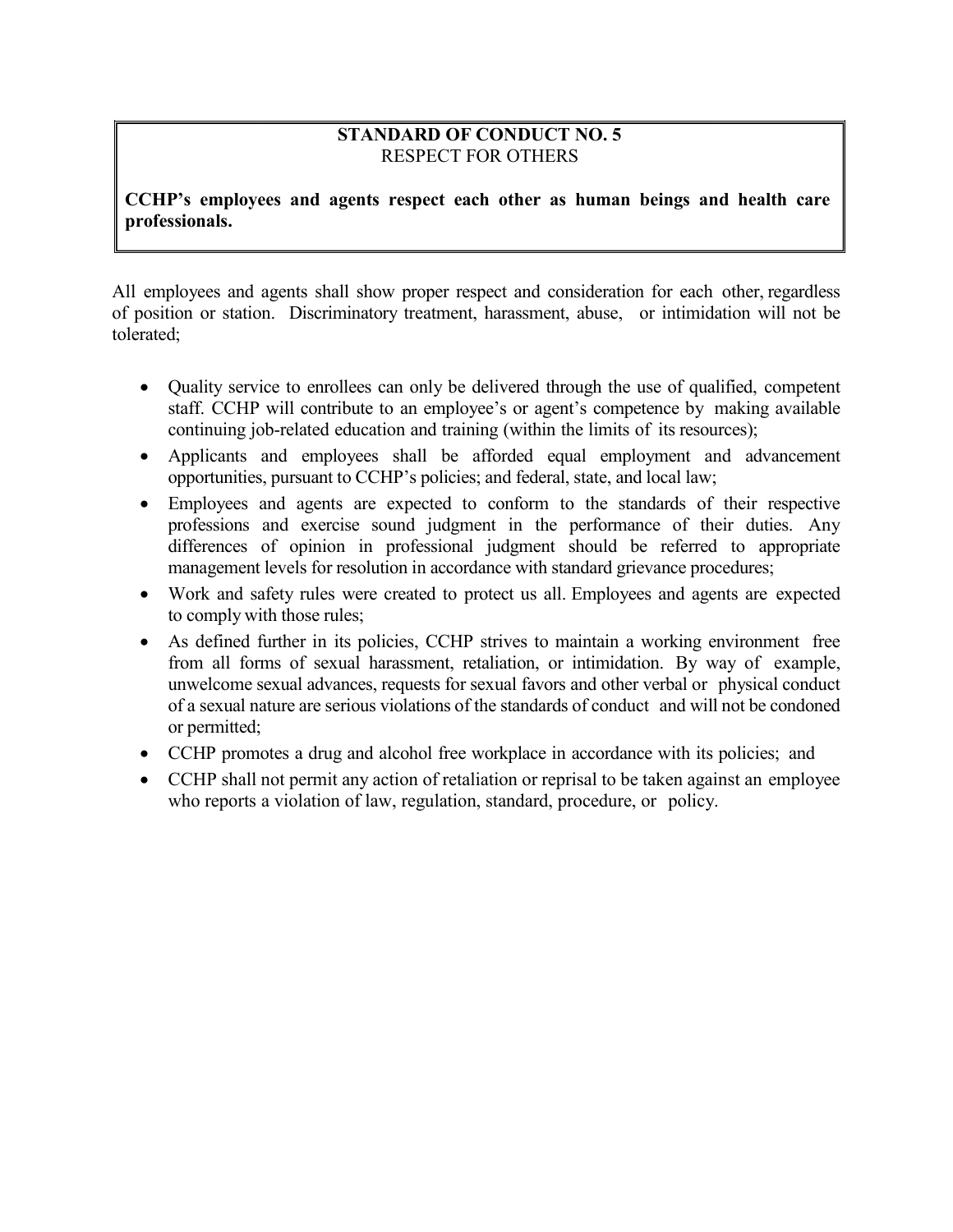**STANDARD OF CONDUCT NO. 5**
RESPECT FOR OTHERS

**CCHP's employees and agents respect each other as human beings and health care professionals.**

All employees and agents shall show proper respect and consideration for each other, regardless of position or station. Discriminatory treatment, harassment, abuse, or intimidation will not be tolerated;

- Quality service to enrollees can only be delivered through the use of qualified, competent staff. CCHP will contribute to an employee's or agent's competence by making available continuing job-related education and training (within the limits of its resources);
- Applicants and employees shall be afforded equal employment and advancement opportunities, pursuant to CCHP's policies; and federal, state, and local law;
- Employees and agents are expected to conform to the standards of their respective professions and exercise sound judgment in the performance of their duties. Any differences of opinion in professional judgment should be referred to appropriate management levels for resolution in accordance with standard grievance procedures;
- Work and safety rules were created to protect us all. Employees and agents are expected to comply with those rules;
- As defined further in its policies, CCHP strives to maintain a working environment free from all forms of sexual harassment, retaliation, or intimidation. By way of example, unwelcome sexual advances, requests for sexual favors and other verbal or physical conduct of a sexual nature are serious violations of the standards of conduct and will not be condoned or permitted;
- CCHP promotes a drug and alcohol free workplace in accordance with its policies; and
- CCHP shall not permit any action of retaliation or reprisal to be taken against an employee who reports a violation of law, regulation, standard, procedure, or policy.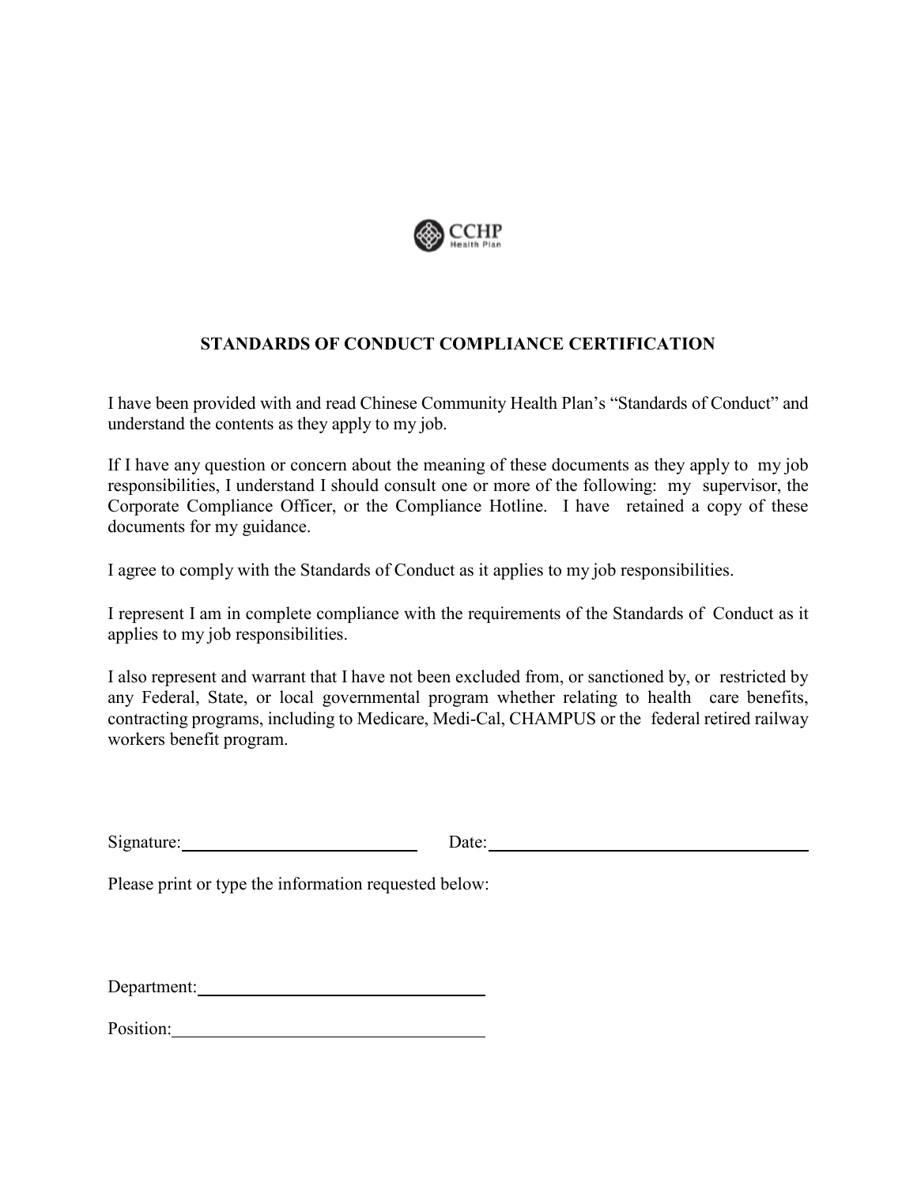CCHP Health Plan

## STANDARDS OF CONDUCT COMPLIANCE CERTIFICATION

I have been provided with and read Chinese Community Health Plan's "Standards of Conduct" and understand the contents as they apply to my job.

If I have any question or concern about the meaning of these documents as they apply to my job responsibilities, I understand I should consult one or more of the following: my supervisor, the Corporate Compliance Officer, or the Compliance Hotline. I have retained a copy of these documents for my guidance.

I agree to comply with the Standards of Conduct as it applies to my job responsibilities.

I represent I am in complete compliance with the requirements of the Standards of Conduct as it applies to my job responsibilities.

I also represent and warrant that I have not been excluded from, or sanctioned by, or restricted by any Federal, State, or local governmental program whether relating to health care benefits, contracting programs, including to Medicare, Medi-Cal, CHAMPUS or the federal retired railway workers benefit program.

Signature: ____________________________ Date: ________________________________________

Please print or type the information requested below:

Department: ________________________________

Position: __________________________________